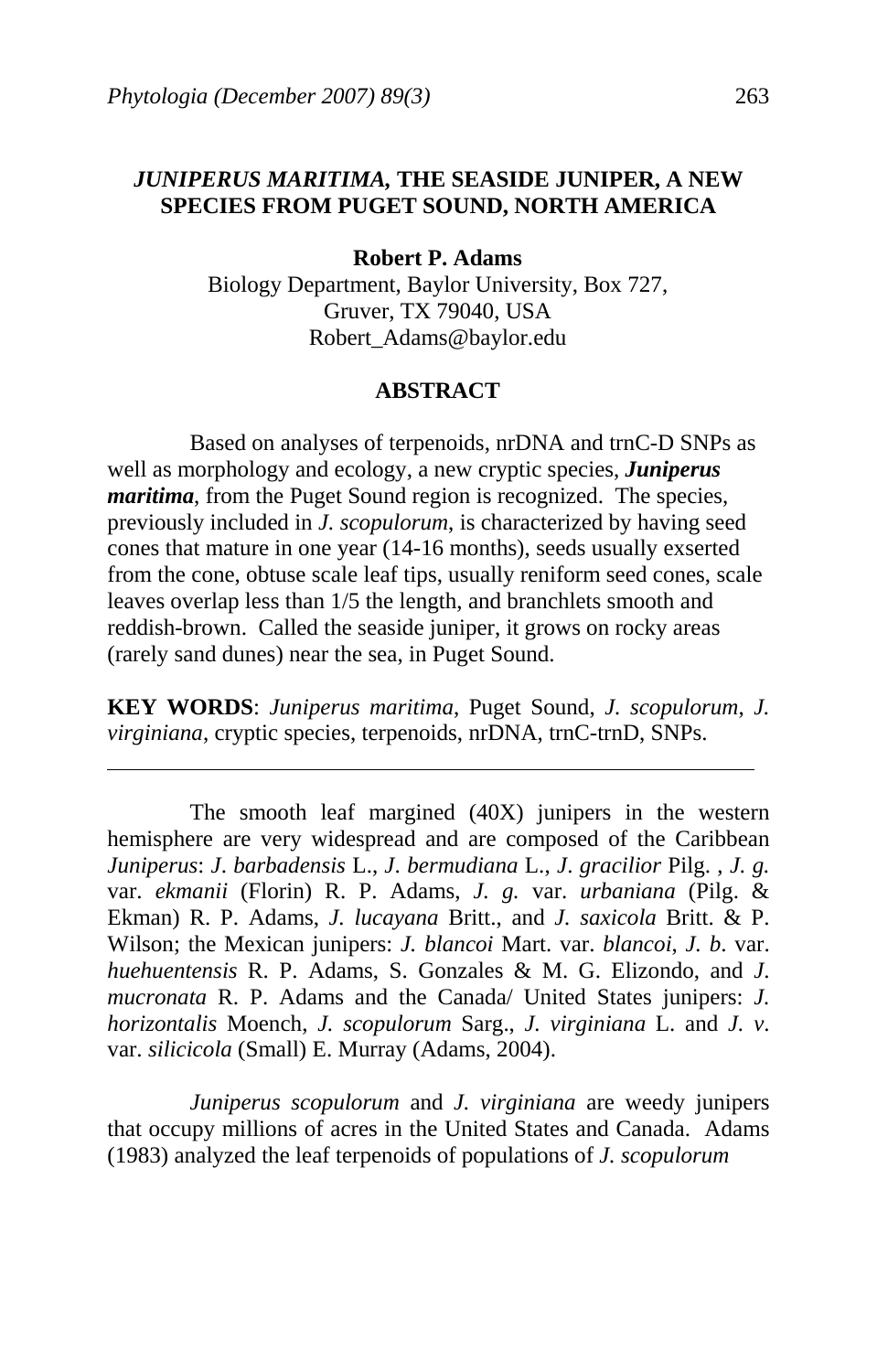# *JUNIPERUS MARITIMA*, THE SEASIDE JUNIPER, A NEW SPECIES FROM PUGET SOUND, NORTH AMERICA

**Robert P. Adams**

Biology Department, Baylor University, Box 727,
Gruver, TX 79040, USA
Robert_Adams@baylor.edu

## ABSTRACT

Based on analyses of terpenoids, nrDNA and trnC-D SNPs as well as morphology and ecology, a new cryptic species, ***Juniperus maritima***, from the Puget Sound region is recognized. The species, previously included in *J. scopulorum*, is characterized by having seed cones that mature in one year (14-16 months), seeds usually exserted from the cone, obtuse scale leaf tips, usually reniform seed cones, scale leaves overlap less than 1/5 the length, and branchlets smooth and reddish-brown. Called the seaside juniper, it grows on rocky areas (rarely sand dunes) near the sea, in Puget Sound.

**KEY WORDS**: *Juniperus maritima*, Puget Sound, *J. scopulorum*, *J. virginiana*, cryptic species, terpenoids, nrDNA, trnC-trnD, SNPs.

---

The smooth leaf margined (40X) junipers in the western hemisphere are very widespread and are composed of the Caribbean *Juniperus*: *J. barbadensis* L., *J. bermudiana* L., *J. gracilior* Pilg. , *J. g.* var. *ekmanii* (Florin) R. P. Adams, *J. g.* var. *urbaniana* (Pilg. & Ekman) R. P. Adams, *J. lucayana* Britt., and *J. saxicola* Britt. & P. Wilson; the Mexican junipers: *J. blancoi* Mart. var. *blancoi*, *J. b*. var. *huehuentensis* R. P. Adams, S. Gonzales & M. G. Elizondo, and *J. mucronata* R. P. Adams and the Canada/ United States junipers: *J. horizontalis* Moench, *J. scopulorum* Sarg., *J. virginiana* L. and *J. v*. var. *silicicola* (Small) E. Murray (Adams, 2004).

*Juniperus scopulorum* and *J. virginiana* are weedy junipers that occupy millions of acres in the United States and Canada. Adams (1983) analyzed the leaf terpenoids of populations of *J. scopulorum*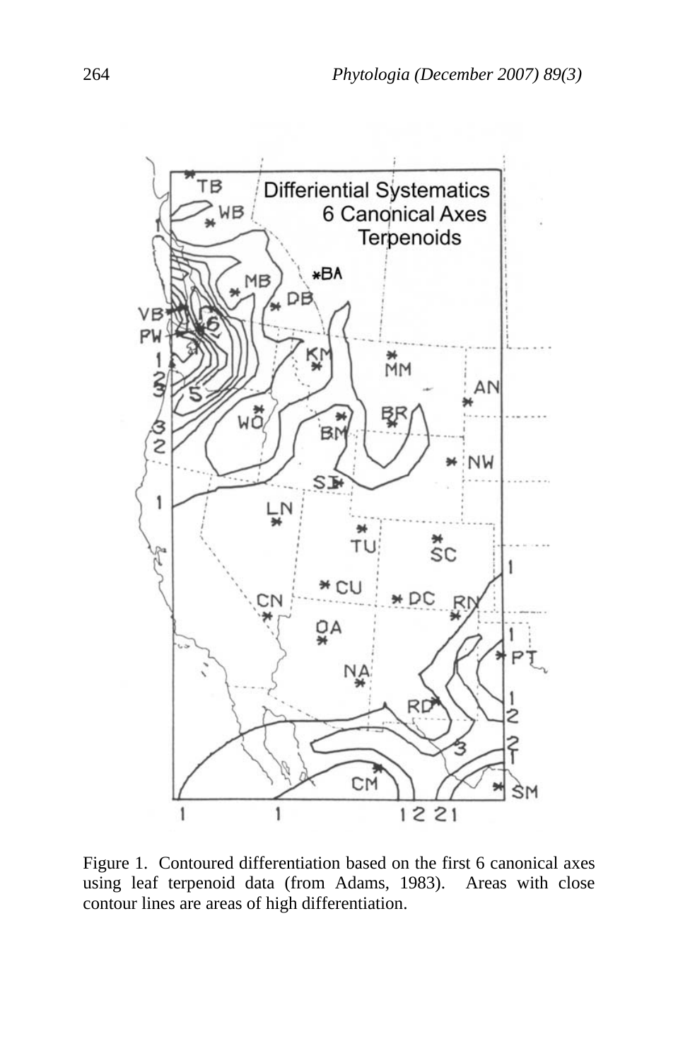Figure 1. Contoured differentiation based on the first 6 canonical axes using leaf terpenoid data (from Adams, 1983). Areas with close contour lines are areas of high differentiation.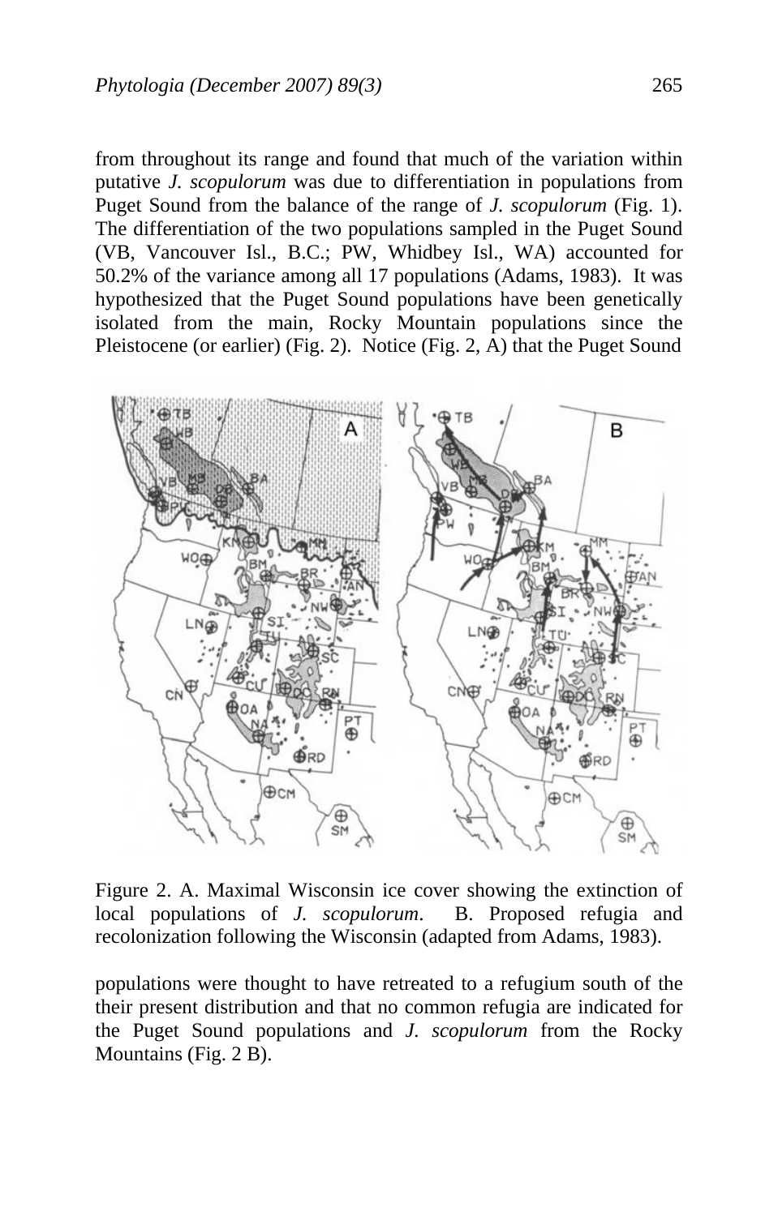from throughout its range and found that much of the variation within putative *J. scopulorum* was due to differentiation in populations from Puget Sound from the balance of the range of *J. scopulorum* (Fig. 1). The differentiation of the two populations sampled in the Puget Sound (VB, Vancouver Isl., B.C.; PW, Whidbey Isl., WA) accounted for 50.2% of the variance among all 17 populations (Adams, 1983). It was hypothesized that the Puget Sound populations have been genetically isolated from the main, Rocky Mountain populations since the Pleistocene (or earlier) (Fig. 2). Notice (Fig. 2, A) that the Puget Sound

Figure 2. A. Maximal Wisconsin ice cover showing the extinction of local populations of *J. scopulorum*. B. Proposed refugia and recolonization following the Wisconsin (adapted from Adams, 1983).

populations were thought to have retreated to a refugium south of the their present distribution and that no common refugia are indicated for the Puget Sound populations and *J. scopulorum* from the Rocky Mountains (Fig. 2 B).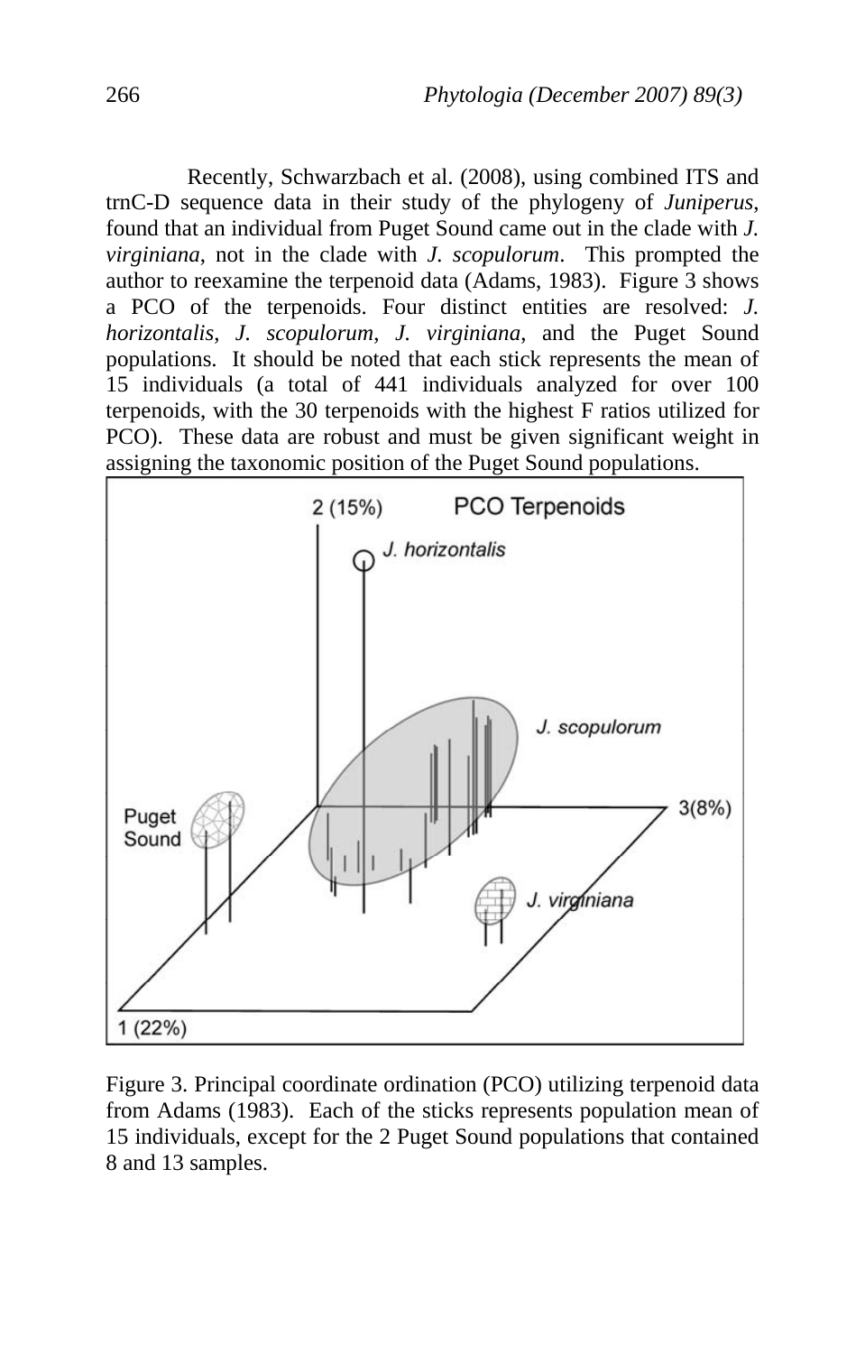Recently, Schwarzbach et al. (2008), using combined ITS and trnC-D sequence data in their study of the phylogeny of *Juniperus*, found that an individual from Puget Sound came out in the clade with *J. virginiana*, not in the clade with *J. scopulorum*. This prompted the author to reexamine the terpenoid data (Adams, 1983). Figure 3 shows a PCO of the terpenoids. Four distinct entities are resolved: *J. horizontalis*, *J. scopulorum*, *J. virginiana*, and the Puget Sound populations. It should be noted that each stick represents the mean of 15 individuals (a total of 441 individuals analyzed for over 100 terpenoids, with the 30 terpenoids with the highest F ratios utilized for PCO). These data are robust and must be given significant weight in assigning the taxonomic position of the Puget Sound populations.

Figure 3. Principal coordinate ordination (PCO) utilizing terpenoid data from Adams (1983). Each of the sticks represents population mean of 15 individuals, except for the 2 Puget Sound populations that contained 8 and 13 samples.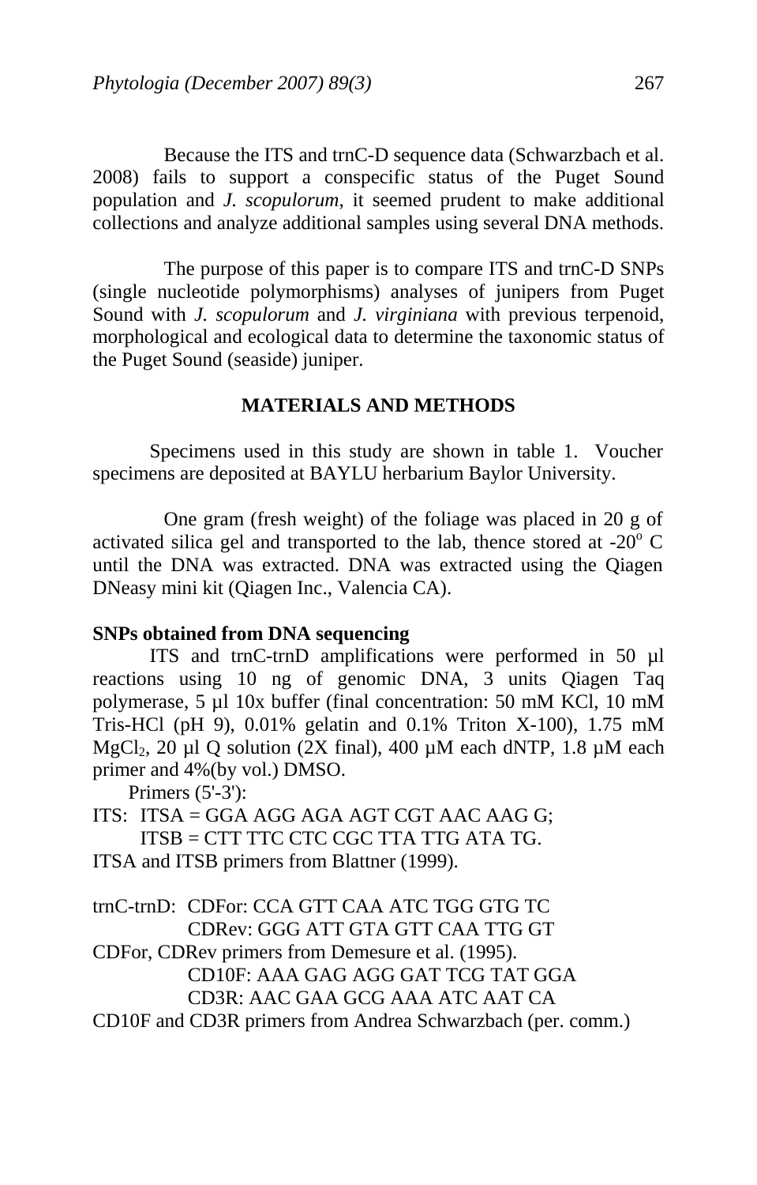Because the ITS and trnC-D sequence data (Schwarzbach et al. 2008) fails to support a conspecific status of the Puget Sound population and *J. scopulorum*, it seemed prudent to make additional collections and analyze additional samples using several DNA methods.

The purpose of this paper is to compare ITS and trnC-D SNPs (single nucleotide polymorphisms) analyses of junipers from Puget Sound with *J. scopulorum* and *J. virginiana* with previous terpenoid, morphological and ecological data to determine the taxonomic status of the Puget Sound (seaside) juniper.

## MATERIALS AND METHODS

Specimens used in this study are shown in table 1. Voucher specimens are deposited at BAYLU herbarium Baylor University.

One gram (fresh weight) of the foliage was placed in 20 g of activated silica gel and transported to the lab, thence stored at -20$^{o}$ C until the DNA was extracted. DNA was extracted using the Qiagen DNeasy mini kit (Qiagen Inc., Valencia CA).

**SNPs obtained from DNA sequencing**

ITS and trnC-trnD amplifications were performed in 50 µl reactions using 10 ng of genomic DNA, 3 units Qiagen Taq polymerase, 5 µl 10x buffer (final concentration: 50 mM KCl, 10 mM Tris-HCl (pH 9), 0.01% gelatin and 0.1% Triton X-100), 1.75 mM $MgCl_2$, 20 µl Q solution (2X final), 400 µM each dNTP, 1.8 µM each primer and 4%(by vol.) DMSO.

Primers (5'-3'):

ITS: ITSA = GGA AGG AGA AGT CGT AAC AAG G;
ITSB = CTT TTC CTC CGC TTA TTG ATA TG.

ITSA and ITSB primers from Blattner (1999).

trnC-trnD: CDFor: CCA GTT CAA ATC TGG GTG TC
CDRev: GGG ATT GTA GTT CAA TTG GT

CDFor, CDRev primers from Demesure et al. (1995).
CD10F: AAA GAG AGG GAT TCG TAT GGA
CD3R: AAC GAA GCG AAA ATC AAT CA

CD10F and CD3R primers from Andrea Schwarzbach (per. comm.)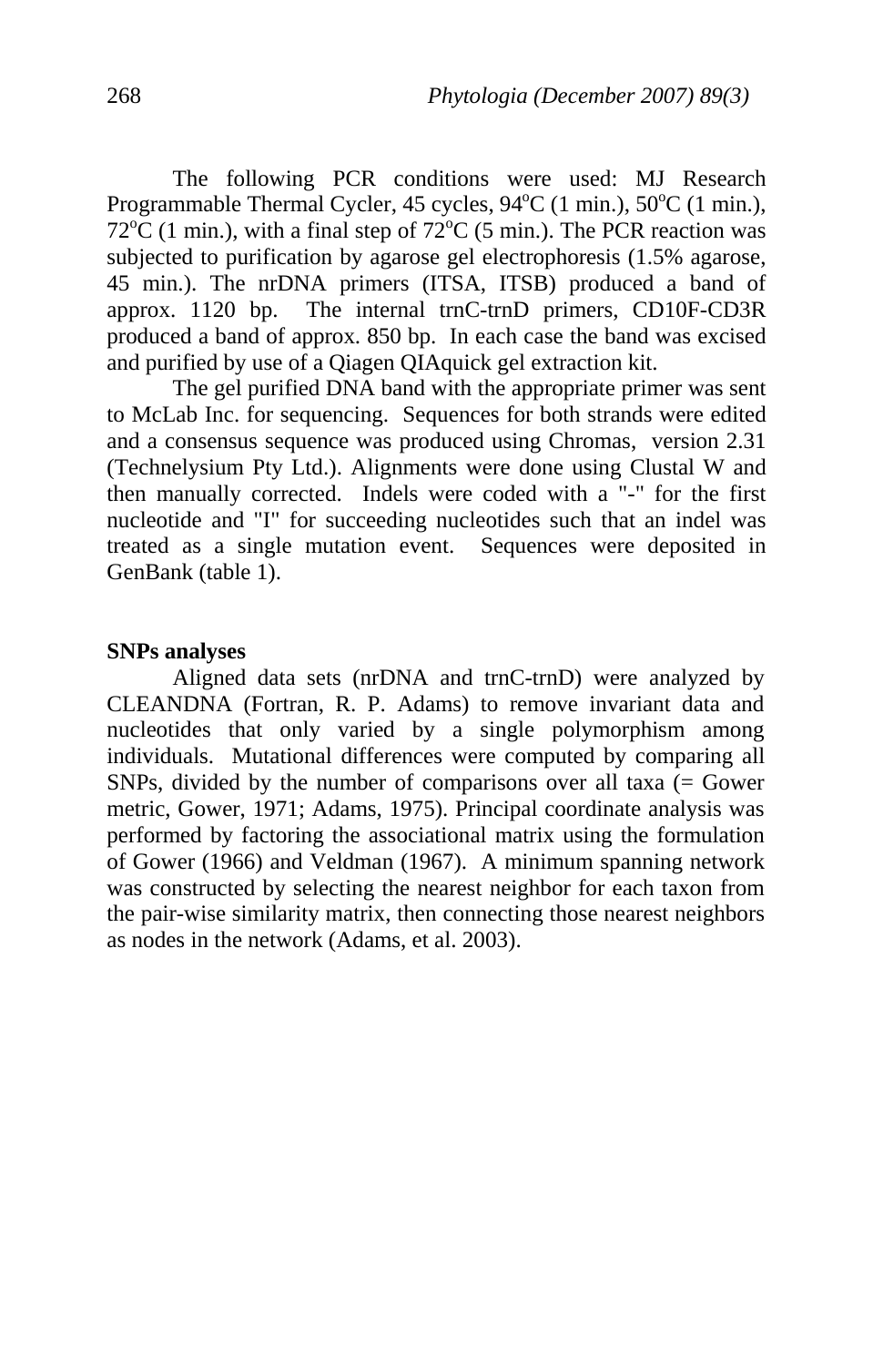The following PCR conditions were used: MJ Research Programmable Thermal Cycler, 45 cycles, 94°C (1 min.), 50°C (1 min.), 72°C (1 min.), with a final step of 72°C (5 min.). The PCR reaction was subjected to purification by agarose gel electrophoresis (1.5% agarose, 45 min.). The nrDNA primers (ITSA, ITSB) produced a band of approx. 1120 bp. The internal trnC-trnD primers, CD10F-CD3R produced a band of approx. 850 bp. In each case the band was excised and purified by use of a Qiagen QIAquick gel extraction kit.

The gel purified DNA band with the appropriate primer was sent to McLab Inc. for sequencing. Sequences for both strands were edited and a consensus sequence was produced using Chromas, version 2.31 (Technelysium Pty Ltd.). Alignments were done using Clustal W and then manually corrected. Indels were coded with a "-" for the first nucleotide and "I" for succeeding nucleotides such that an indel was treated as a single mutation event. Sequences were deposited in GenBank (table 1).

**SNPs analyses**

Aligned data sets (nrDNA and trnC-trnD) were analyzed by CLEANDNA (Fortran, R. P. Adams) to remove invariant data and nucleotides that only varied by a single polymorphism among individuals. Mutational differences were computed by comparing all SNPs, divided by the number of comparisons over all taxa (= Gower metric, Gower, 1971; Adams, 1975). Principal coordinate analysis was performed by factoring the associational matrix using the formulation of Gower (1966) and Veldman (1967). A minimum spanning network was constructed by selecting the nearest neighbor for each taxon from the pair-wise similarity matrix, then connecting those nearest neighbors as nodes in the network (Adams, et al. 2003).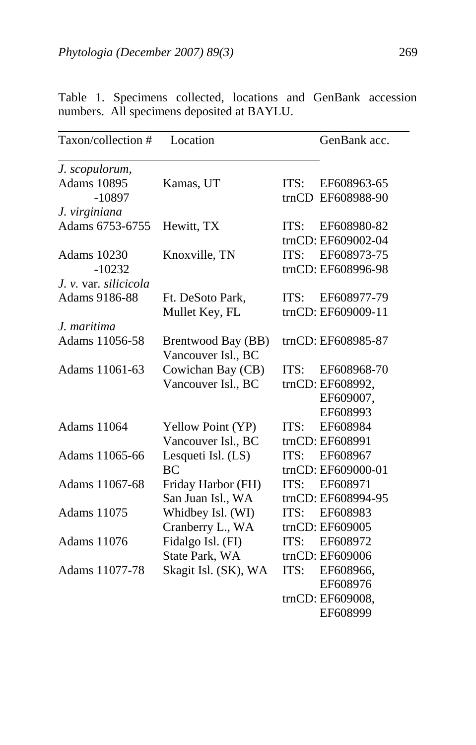Table 1. Specimens collected, locations and GenBank accession numbers. All specimens deposited at BAYLU.

| Taxon/collection # | Location | GenBank acc. |
|---|---|---|
| *J. scopulorum*, | | |
| Adams 10895 -10897 | Kamas, UT | ITS: EF608963-65<br>trnCD EF608988-90 |
| *J. virginiana* | | |
| Adams 6753-6755 | Hewitt, TX | ITS: EF608980-82<br>trnCD: EF609002-04 |
| Adams 10230 -10232 | Knoxville, TN | ITS: EF608973-75<br>trnCD: EF608996-98 |
| *J. v.* var. *silicicola* | | |
| Adams 9186-88 | Ft. DeSoto Park, Mullet Key, FL | ITS: EF608977-79<br>trnCD: EF609009-11 |
| *J. maritima* | | |
| Adams 11056-58 | Brentwood Bay (BB) Vancouver Isl., BC | trnCD: EF608985-87 |
| Adams 11061-63 | Cowichan Bay (CB) Vancouver Isl., BC | ITS: EF608968-70<br>trnCD: EF608992, EF609007, EF608993 |
| Adams 11064 | Yellow Point (YP) Vancouver Isl., BC | ITS: EF608984<br>trnCD: EF608991 |
| Adams 11065-66 | Lesqueti Isl. (LS) BC | ITS: EF608967<br>trnCD: EF609000-01 |
| Adams 11067-68 | Friday Harbor (FH) San Juan Isl., WA | ITS: EF608971<br>trnCD: EF608994-95 |
| Adams 11075 | Whidbey Isl. (WI) Cranberry L., WA | ITS: EF608983<br>trnCD: EF609005 |
| Adams 11076 | Fidalgo Isl. (FI) State Park, WA | ITS: EF608972<br>trnCD: EF609006 |
| Adams 11077-78 | Skagit Isl. (SK), WA | ITS: EF608966, EF608976<br>trnCD: EF609008, EF608999 |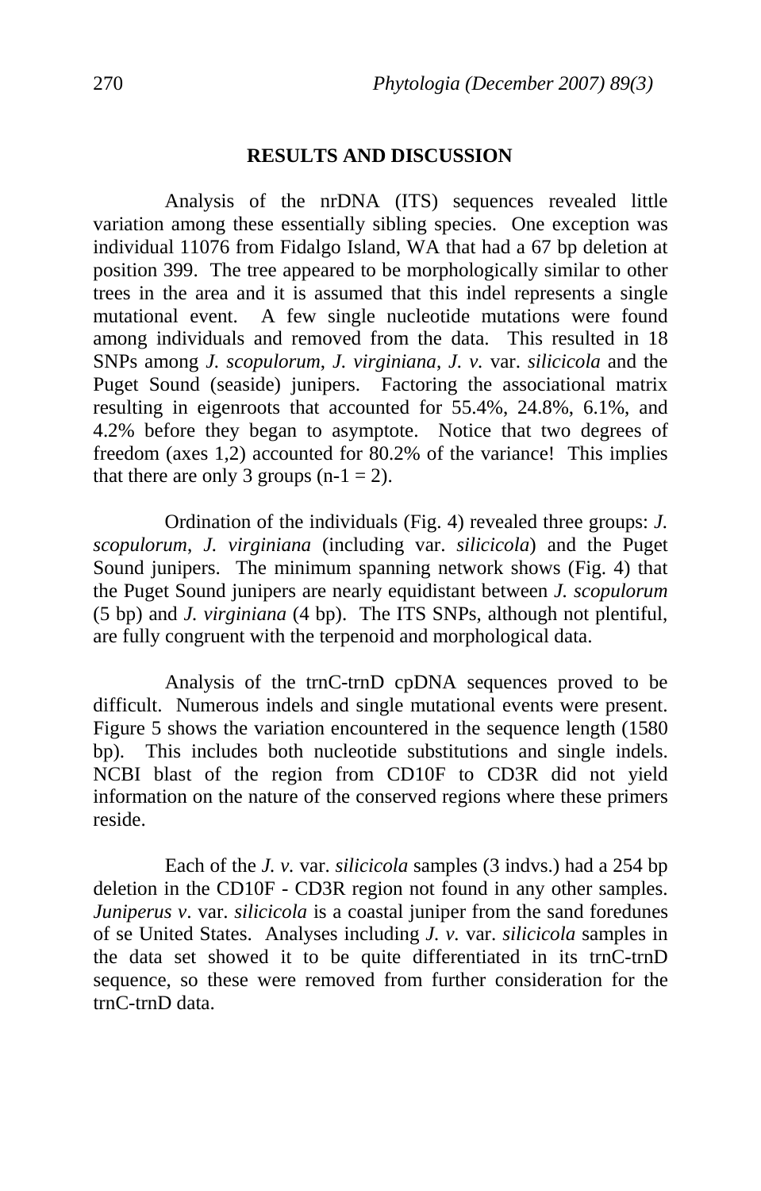## RESULTS AND DISCUSSION

Analysis of the nrDNA (ITS) sequences revealed little variation among these essentially sibling species. One exception was individual 11076 from Fidalgo Island, WA that had a 67 bp deletion at position 399. The tree appeared to be morphologically similar to other trees in the area and it is assumed that this indel represents a single mutational event. A few single nucleotide mutations were found among individuals and removed from the data. This resulted in 18 SNPs among *J. scopulorum*, *J. virginiana*, *J. v.* var. *silicicola* and the Puget Sound (seaside) junipers. Factoring the associational matrix resulting in eigenroots that accounted for 55.4%, 24.8%, 6.1%, and 4.2% before they began to asymptote. Notice that two degrees of freedom (axes 1,2) accounted for 80.2% of the variance! This implies that there are only 3 groups ($n-1 = 2$).

Ordination of the individuals (Fig. 4) revealed three groups: *J. scopulorum*, *J. virginiana* (including var. *silicicola*) and the Puget Sound junipers. The minimum spanning network shows (Fig. 4) that the Puget Sound junipers are nearly equidistant between *J. scopulorum* (5 bp) and *J. virginiana* (4 bp). The ITS SNPs, although not plentiful, are fully congruent with the terpenoid and morphological data.

Analysis of the trnC-trnD cpDNA sequences proved to be difficult. Numerous indels and single mutational events were present. Figure 5 shows the variation encountered in the sequence length (1580 bp). This includes both nucleotide substitutions and single indels. NCBI blast of the region from CD10F to CD3R did not yield information on the nature of the conserved regions where these primers reside.

Each of the *J. v.* var. *silicicola* samples (3 indvs.) had a 254 bp deletion in the CD10F - CD3R region not found in any other samples. *Juniperus v*. var. *silicicola* is a coastal juniper from the sand foredunes of se United States. Analyses including *J. v.* var. *silicicola* samples in the data set showed it to be quite differentiated in its trnC-trnD sequence, so these were removed from further consideration for the trnC-trnD data.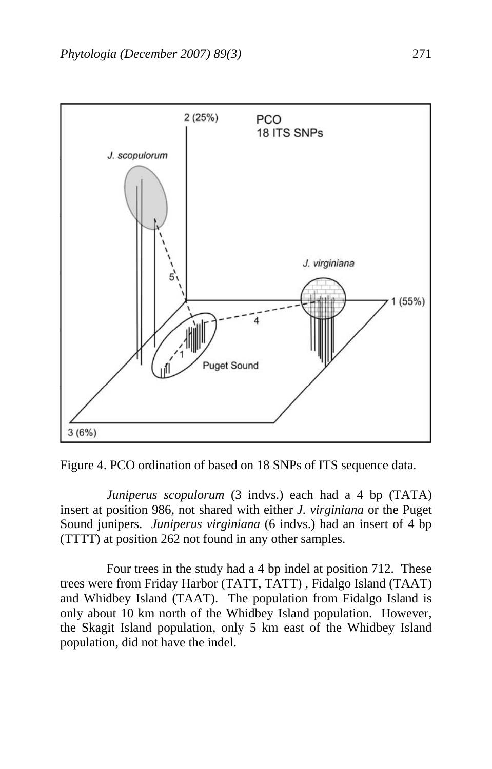Figure 4. PCO ordination of based on 18 SNPs of ITS sequence data.

*Juniperus scopulorum* (3 indvs.) each had a 4 bp (TATA) insert at position 986, not shared with either *J. virginiana* or the Puget Sound junipers. *Juniperus virginiana* (6 indvs.) had an insert of 4 bp (TTTT) at position 262 not found in any other samples.

Four trees in the study had a 4 bp indel at position 712. These trees were from Friday Harbor (TATT, TATT) , Fidalgo Island (TAAT) and Whidbey Island (TAAT). The population from Fidalgo Island is only about 10 km north of the Whidbey Island population. However, the Skagit Island population, only 5 km east of the Whidbey Island population, did not have the indel.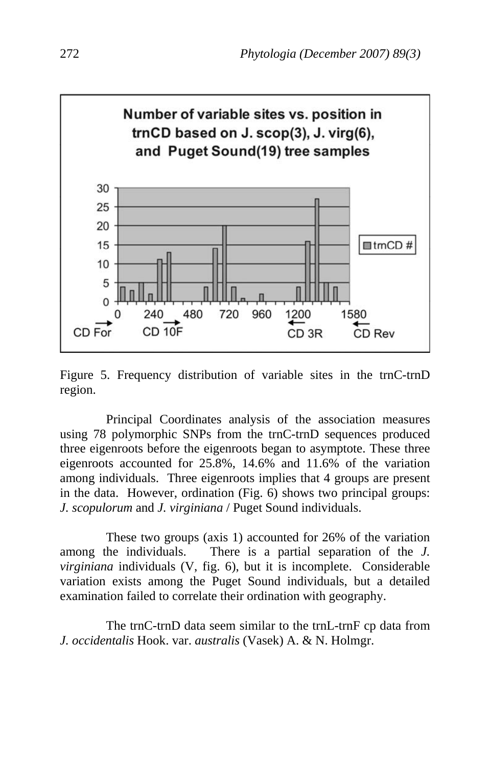Number of variable sites vs. position in trnCD based on J. scop(3), J. virg(6), and Puget Sound(19) tree samples

Figure 5. Frequency distribution of variable sites in the trnC-trnD region.

Principal Coordinates analysis of the association measures using 78 polymorphic SNPs from the trnC-trnD sequences produced three eigenroots before the eigenroots began to asymptote. These three eigenroots accounted for 25.8%, 14.6% and 11.6% of the variation among individuals. Three eigenroots implies that 4 groups are present in the data. However, ordination (Fig. 6) shows two principal groups: *J. scopulorum* and *J. virginiana* / Puget Sound individuals.

These two groups (axis 1) accounted for 26% of the variation among the individuals. There is a partial separation of the *J. virginiana* individuals (V, fig. 6), but it is incomplete. Considerable variation exists among the Puget Sound individuals, but a detailed examination failed to correlate their ordination with geography.

The trnC-trnD data seem similar to the trnL-trnF cp data from *J. occidentalis* Hook. var. *australis* (Vasek) A. & N. Holmgr.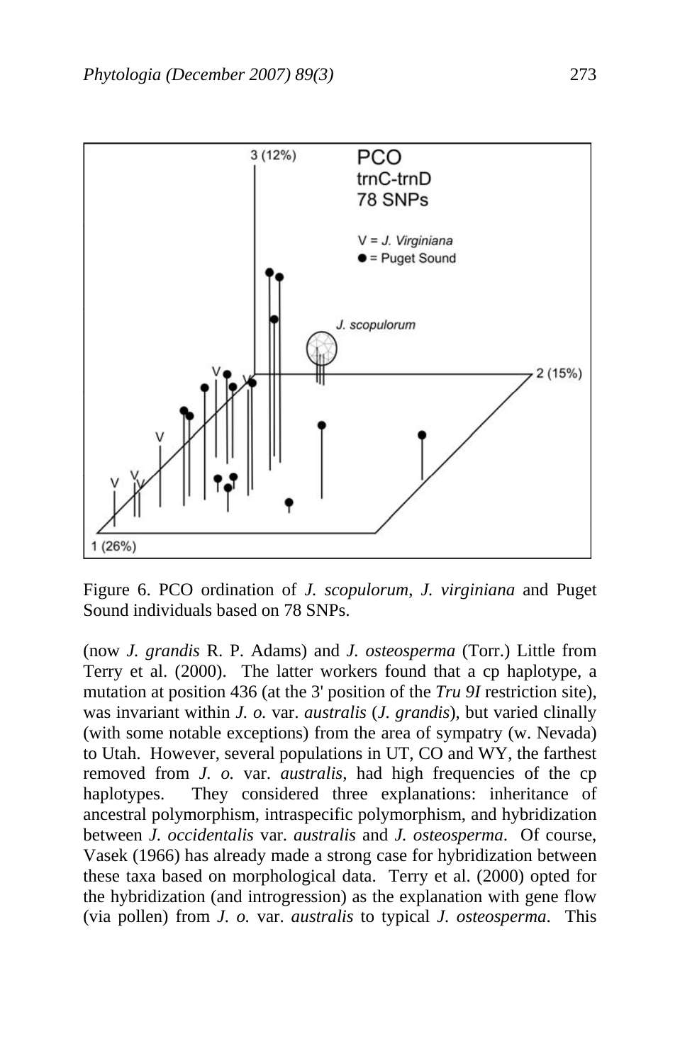Figure 6. PCO ordination of *J. scopulorum*, *J. virginiana* and Puget Sound individuals based on 78 SNPs.

(now *J. grandis* R. P. Adams) and *J. osteosperma* (Torr.) Little from Terry et al. (2000). The latter workers found that a cp haplotype, a mutation at position 436 (at the 3' position of the *Tru 9I* restriction site), was invariant within *J. o.* var. *australis* (*J. grandis*), but varied clinally (with some notable exceptions) from the area of sympatry (w. Nevada) to Utah. However, several populations in UT, CO and WY, the farthest removed from *J. o.* var. *australis*, had high frequencies of the cp haplotypes. They considered three explanations: inheritance of ancestral polymorphism, intraspecific polymorphism, and hybridization between *J. occidentalis* var. *australis* and *J. osteosperma*. Of course, Vasek (1966) has already made a strong case for hybridization between these taxa based on morphological data. Terry et al. (2000) opted for the hybridization (and introgression) as the explanation with gene flow (via pollen) from *J. o.* var. *australis* to typical *J. osteosperma*. This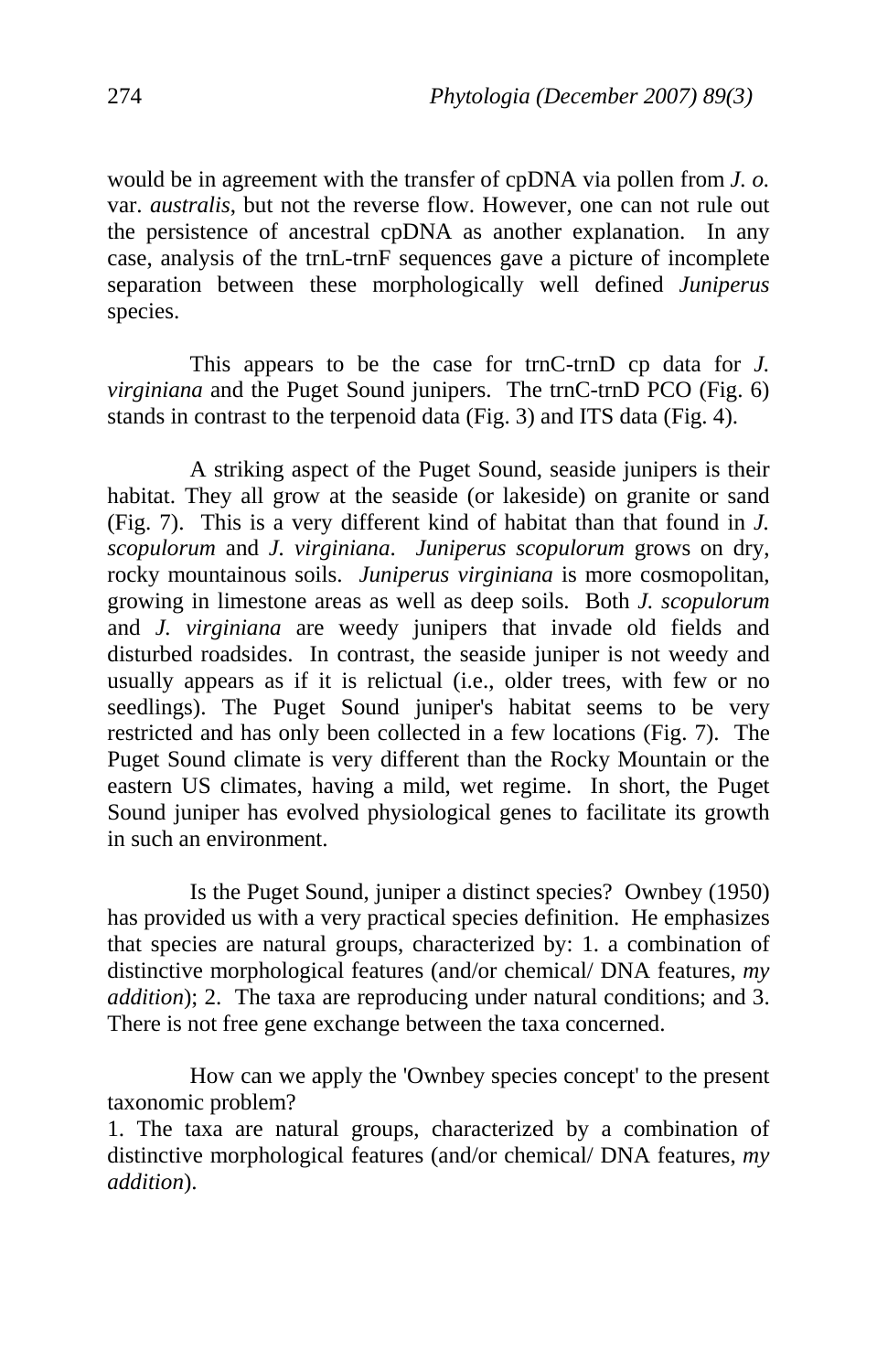would be in agreement with the transfer of cpDNA via pollen from *J. o.* var. *australis*, but not the reverse flow. However, one can not rule out the persistence of ancestral cpDNA as another explanation. In any case, analysis of the trnL-trnF sequences gave a picture of incomplete separation between these morphologically well defined *Juniperus* species.

This appears to be the case for trnC-trnD cp data for *J. virginiana* and the Puget Sound junipers. The trnC-trnD PCO (Fig. 6) stands in contrast to the terpenoid data (Fig. 3) and ITS data (Fig. 4).

A striking aspect of the Puget Sound, seaside junipers is their habitat. They all grow at the seaside (or lakeside) on granite or sand (Fig. 7). This is a very different kind of habitat than that found in *J. scopulorum* and *J. virginiana*. *Juniperus scopulorum* grows on dry, rocky mountainous soils. *Juniperus virginiana* is more cosmopolitan, growing in limestone areas as well as deep soils. Both *J. scopulorum* and *J. virginiana* are weedy junipers that invade old fields and disturbed roadsides. In contrast, the seaside juniper is not weedy and usually appears as if it is relictual (i.e., older trees, with few or no seedlings). The Puget Sound juniper's habitat seems to be very restricted and has only been collected in a few locations (Fig. 7). The Puget Sound climate is very different than the Rocky Mountain or the eastern US climates, having a mild, wet regime. In short, the Puget Sound juniper has evolved physiological genes to facilitate its growth in such an environment.

Is the Puget Sound, juniper a distinct species? Ownbey (1950) has provided us with a very practical species definition. He emphasizes that species are natural groups, characterized by: 1. a combination of distinctive morphological features (and/or chemical/ DNA features, *my addition*); 2. The taxa are reproducing under natural conditions; and 3. There is not free gene exchange between the taxa concerned.

How can we apply the 'Ownbey species concept' to the present taxonomic problem?

1. The taxa are natural groups, characterized by a combination of distinctive morphological features (and/or chemical/ DNA features, *my addition*).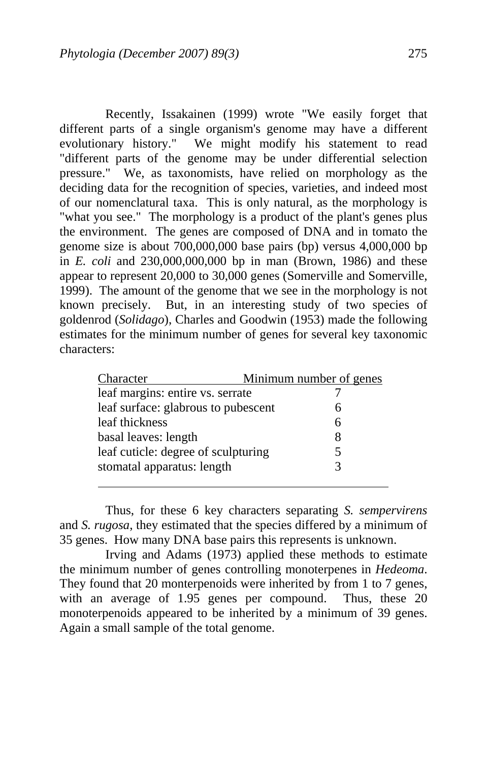Recently, Issakainen (1999) wrote "We easily forget that different parts of a single organism's genome may have a different evolutionary history." We might modify his statement to read "different parts of the genome may be under differential selection pressure." We, as taxonomists, have relied on morphology as the deciding data for the recognition of species, varieties, and indeed most of our nomenclatural taxa. This is only natural, as the morphology is "what you see." The morphology is a product of the plant's genes plus the environment. The genes are composed of DNA and in tomato the genome size is about 700,000,000 base pairs (bp) versus 4,000,000 bp in *E. coli* and 230,000,000,000 bp in man (Brown, 1986) and these appear to represent 20,000 to 30,000 genes (Somerville and Somerville, 1999). The amount of the genome that we see in the morphology is not known precisely. But, in an interesting study of two species of goldenrod (*Solidago*), Charles and Goodwin (1953) made the following estimates for the minimum number of genes for several key taxonomic characters:

| Character | Minimum number of genes |
|---|---|
| leaf margins: entire vs. serrate | 7 |
| leaf surface: glabrous to pubescent | 6 |
| leaf thickness | 6 |
| basal leaves: length | 8 |
| leaf cuticle: degree of sculpturing | 5 |
| stomatal apparatus: length | 3 |

Thus, for these 6 key characters separating *S. sempervirens* and *S. rugosa*, they estimated that the species differed by a minimum of 35 genes. How many DNA base pairs this represents is unknown.

Irving and Adams (1973) applied these methods to estimate the minimum number of genes controlling monoterpenes in *Hedeoma*. They found that 20 monterpenoids were inherited by from 1 to 7 genes, with an average of 1.95 genes per compound. Thus, these 20 monoterpenoids appeared to be inherited by a minimum of 39 genes. Again a small sample of the total genome.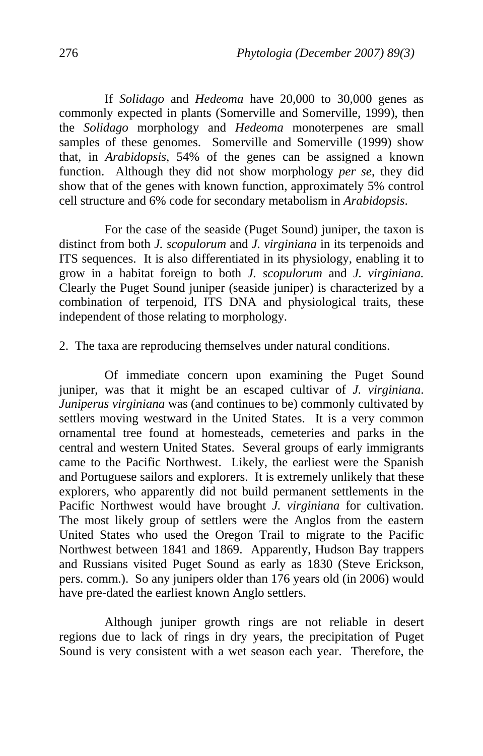If *Solidago* and *Hedeoma* have 20,000 to 30,000 genes as commonly expected in plants (Somerville and Somerville, 1999), then the *Solidago* morphology and *Hedeoma* monoterpenes are small samples of these genomes. Somerville and Somerville (1999) show that, in *Arabidopsis*, 54% of the genes can be assigned a known function. Although they did not show morphology *per se*, they did show that of the genes with known function, approximately 5% control cell structure and 6% code for secondary metabolism in *Arabidopsis*.

For the case of the seaside (Puget Sound) juniper, the taxon is distinct from both *J. scopulorum* and *J. virginiana* in its terpenoids and ITS sequences. It is also differentiated in its physiology, enabling it to grow in a habitat foreign to both *J. scopulorum* and *J. virginiana.* Clearly the Puget Sound juniper (seaside juniper) is characterized by a combination of terpenoid, ITS DNA and physiological traits, these independent of those relating to morphology.

2. The taxa are reproducing themselves under natural conditions.

Of immediate concern upon examining the Puget Sound juniper, was that it might be an escaped cultivar of *J. virginiana*. *Juniperus virginiana* was (and continues to be) commonly cultivated by settlers moving westward in the United States. It is a very common ornamental tree found at homesteads, cemeteries and parks in the central and western United States. Several groups of early immigrants came to the Pacific Northwest. Likely, the earliest were the Spanish and Portuguese sailors and explorers. It is extremely unlikely that these explorers, who apparently did not build permanent settlements in the Pacific Northwest would have brought *J. virginiana* for cultivation. The most likely group of settlers were the Anglos from the eastern United States who used the Oregon Trail to migrate to the Pacific Northwest between 1841 and 1869. Apparently, Hudson Bay trappers and Russians visited Puget Sound as early as 1830 (Steve Erickson, pers. comm.). So any junipers older than 176 years old (in 2006) would have pre-dated the earliest known Anglo settlers.

Although juniper growth rings are not reliable in desert regions due to lack of rings in dry years, the precipitation of Puget Sound is very consistent with a wet season each year. Therefore, the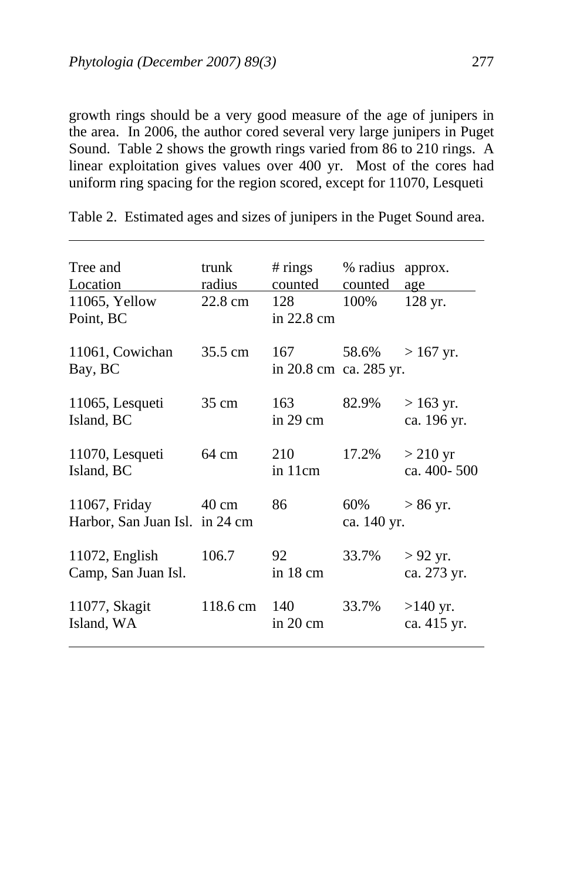growth rings should be a very good measure of the age of junipers in the area. In 2006, the author cored several very large junipers in Puget Sound. Table 2 shows the growth rings varied from 86 to 210 rings. A linear exploitation gives values over 400 yr. Most of the cores had uniform ring spacing for the region scored, except for 11070, Lesqueti

Table 2. Estimated ages and sizes of junipers in the Puget Sound area.

| Tree and Location | trunk radius | # rings counted | % radius counted | approx. age |
|---|---|---|---|---|
| 11065, Yellow Point, BC | 22.8 cm | 128 in 22.8 cm | 100% | 128 yr. |
| 11061, Cowichan Bay, BC | 35.5 cm | 167 in 20.8 cm | 58.6% ca. 285 yr. | > 167 yr. |
| 11065, Lesqueti Island, BC | 35 cm | 163 in 29 cm | 82.9% | > 163 yr. ca. 196 yr. |
| 11070, Lesqueti Island, BC | 64 cm | 210 in 11cm | 17.2% | > 210 yr ca. 400- 500 |
| 11067, Friday Harbor, San Juan Isl. | 40 cm in 24 cm | 86 | 60% ca. 140 yr. | > 86 yr. |
| 11072, English Camp, San Juan Isl. | 106.7 | 92 in 18 cm | 33.7% | > 92 yr. ca. 273 yr. |
| 11077, Skagit Island, WA | 118.6 cm | 140 in 20 cm | 33.7% | >140 yr. ca. 415 yr. |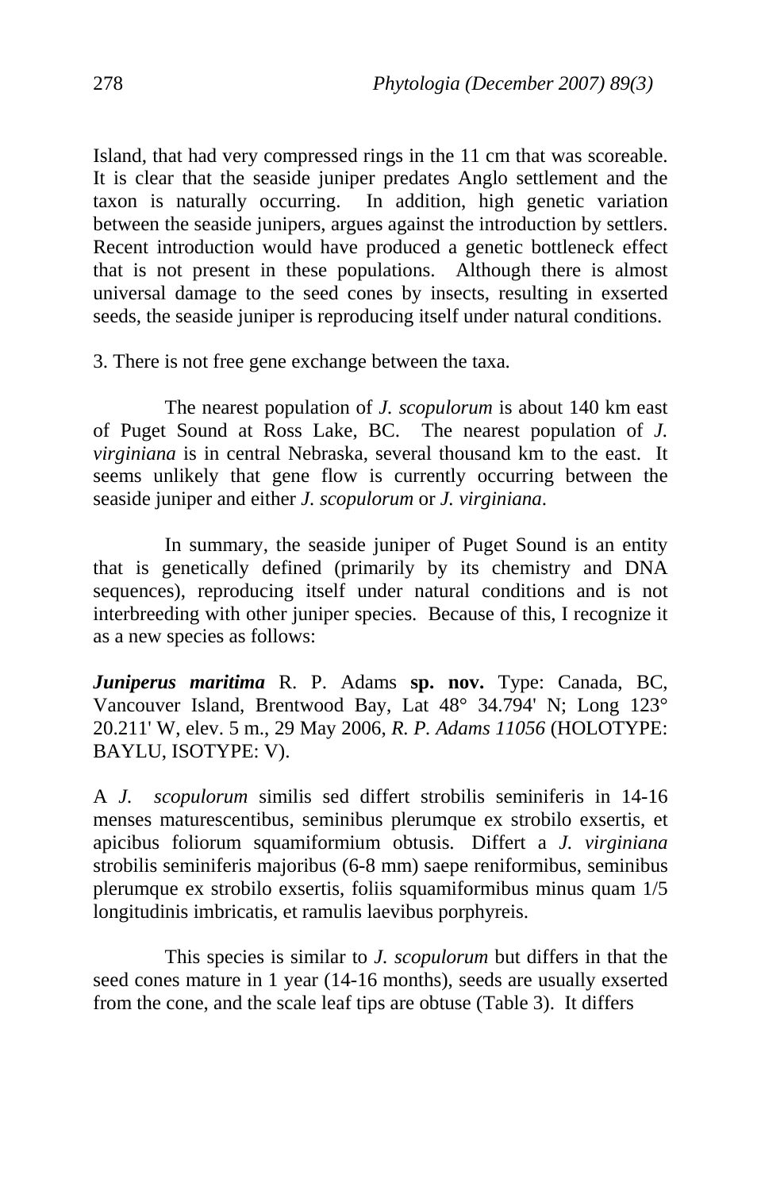Island, that had very compressed rings in the 11 cm that was scoreable. It is clear that the seaside juniper predates Anglo settlement and the taxon is naturally occurring. In addition, high genetic variation between the seaside junipers, argues against the introduction by settlers. Recent introduction would have produced a genetic bottleneck effect that is not present in these populations. Although there is almost universal damage to the seed cones by insects, resulting in exserted seeds, the seaside juniper is reproducing itself under natural conditions.

3. There is not free gene exchange between the taxa.

The nearest population of *J. scopulorum* is about 140 km east of Puget Sound at Ross Lake, BC. The nearest population of *J. virginiana* is in central Nebraska, several thousand km to the east. It seems unlikely that gene flow is currently occurring between the seaside juniper and either *J. scopulorum* or *J. virginiana*.

In summary, the seaside juniper of Puget Sound is an entity that is genetically defined (primarily by its chemistry and DNA sequences), reproducing itself under natural conditions and is not interbreeding with other juniper species. Because of this, I recognize it as a new species as follows:

***Juniperus maritima*** R. P. Adams **sp. nov.** Type: Canada, BC, Vancouver Island, Brentwood Bay, Lat 48° 34.794' N; Long 123° 20.211' W, elev. 5 m., 29 May 2006, *R. P. Adams 11056* (HOLOTYPE: BAYLU, ISOTYPE: V).

A *J. scopulorum* similis sed differt strobilis seminiferis in 14-16 menses maturescentibus, seminibus plerumque ex strobilo exsertis, et apicibus foliorum squamiformium obtusis. Differt a *J. virginiana* strobilis seminiferis majoribus (6-8 mm) saepe reniformibus, seminibus plerumque ex strobilo exsertis, foliis squamiformibus minus quam 1/5 longitudinis imbricatis, et ramulis laevibus porphyreis.

This species is similar to *J. scopulorum* but differs in that the seed cones mature in 1 year (14-16 months), seeds are usually exserted from the cone, and the scale leaf tips are obtuse (Table 3). It differs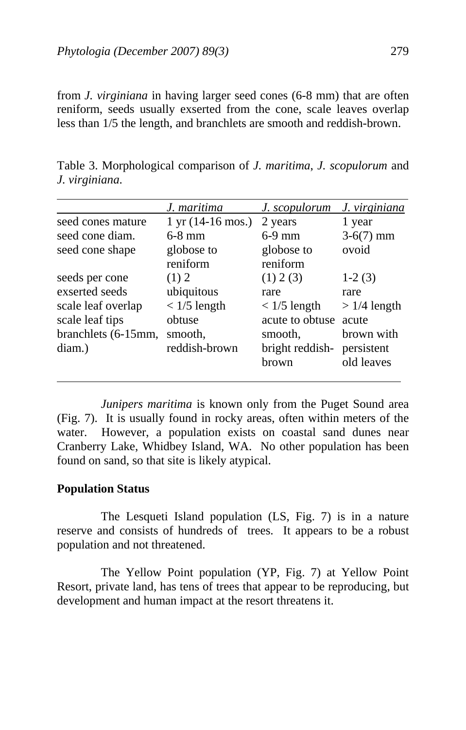from *J. virginiana* in having larger seed cones (6-8 mm) that are often reniform, seeds usually exserted from the cone, scale leaves overlap less than 1/5 the length, and branchlets are smooth and reddish-brown.

Table 3. Morphological comparison of *J. maritima*, *J. scopulorum* and *J. virginiana*.

| | *J. maritima* | *J. scopulorum* | *J. virginiana* |
|---|---|---|---|
| seed cones mature | 1 yr (14-16 mos.) | 2 years | 1 year |
| seed cone diam. | 6-8 mm | 6-9 mm | 3-6(7) mm |
| seed cone shape | globose to reniform | globose to reniform | ovoid |
| seeds per cone | (1) 2 | (1) 2 (3) | 1-2 (3) |
| exserted seeds | ubiquitous | rare | rare |
| scale leaf overlap | < 1/5 length | < 1/5 length | > 1/4 length |
| scale leaf tips | obtuse | acute to obtuse | acute |
| branchlets (6-15mm, diam.) | smooth, reddish-brown | smooth, bright reddish-brown | brown with persistent old leaves |

*Junipers maritima* is known only from the Puget Sound area (Fig. 7). It is usually found in rocky areas, often within meters of the water. However, a population exists on coastal sand dunes near Cranberry Lake, Whidbey Island, WA. No other population has been found on sand, so that site is likely atypical.

**Population Status**

The Lesqueti Island population (LS, Fig. 7) is in a nature reserve and consists of hundreds of trees. It appears to be a robust population and not threatened.

The Yellow Point population (YP, Fig. 7) at Yellow Point Resort, private land, has tens of trees that appear to be reproducing, but development and human impact at the resort threatens it.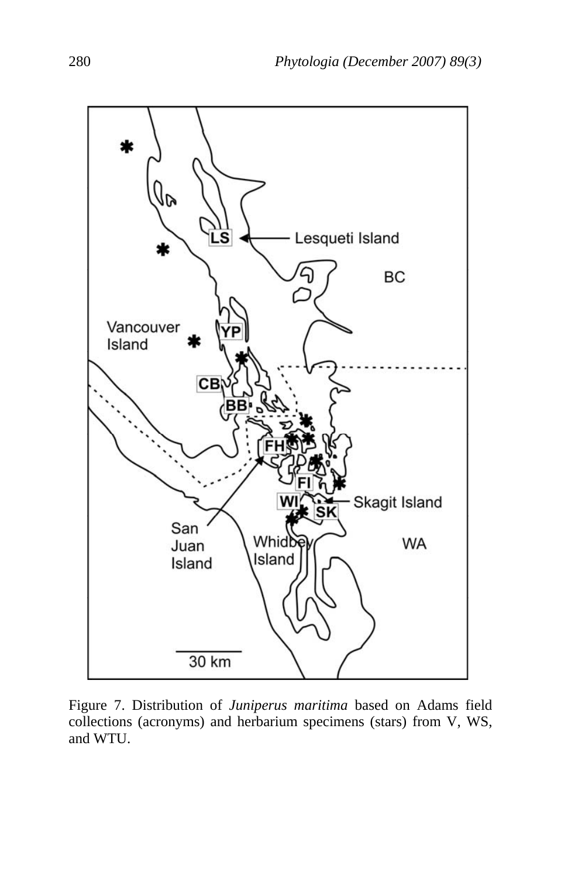Figure 7. Distribution of *Juniperus maritima* based on Adams field collections (acronyms) and herbarium specimens (stars) from V, WS, and WTU.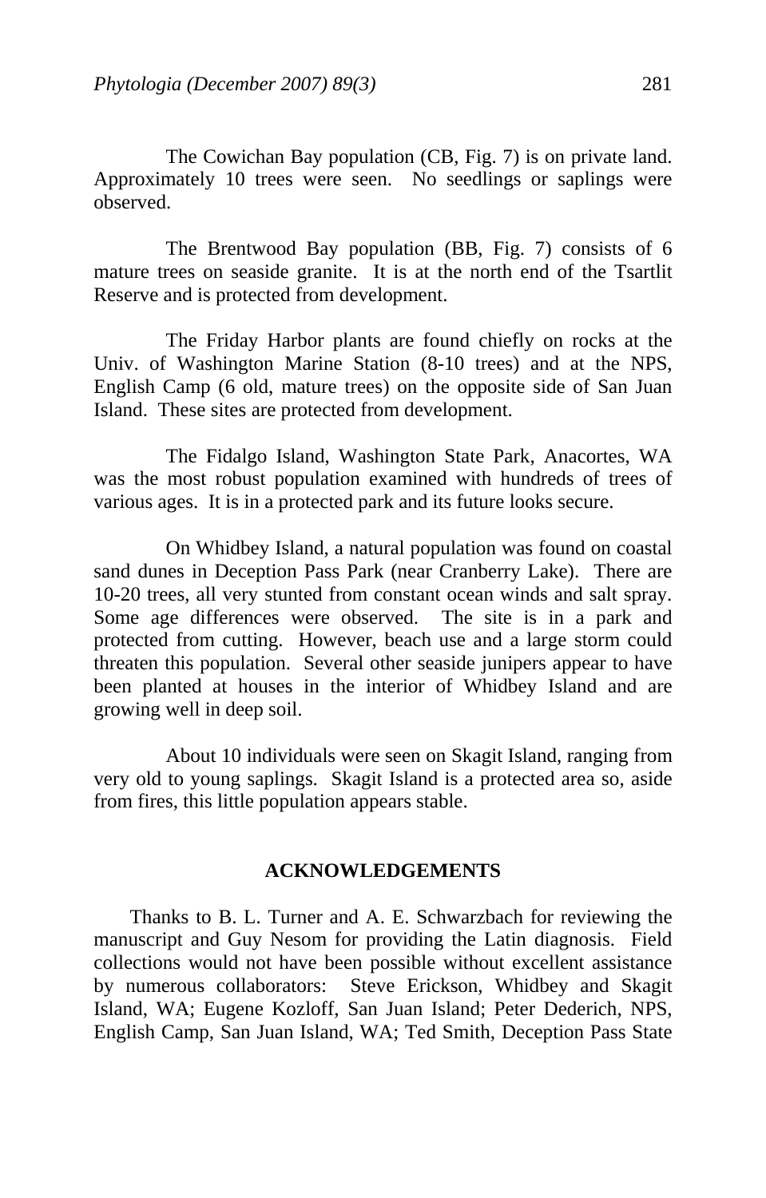The Cowichan Bay population (CB, Fig. 7) is on private land. Approximately 10 trees were seen. No seedlings or saplings were observed.

The Brentwood Bay population (BB, Fig. 7) consists of 6 mature trees on seaside granite. It is at the north end of the Tsartlit Reserve and is protected from development.

The Friday Harbor plants are found chiefly on rocks at the Univ. of Washington Marine Station (8-10 trees) and at the NPS, English Camp (6 old, mature trees) on the opposite side of San Juan Island. These sites are protected from development.

The Fidalgo Island, Washington State Park, Anacortes, WA was the most robust population examined with hundreds of trees of various ages. It is in a protected park and its future looks secure.

On Whidbey Island, a natural population was found on coastal sand dunes in Deception Pass Park (near Cranberry Lake). There are 10-20 trees, all very stunted from constant ocean winds and salt spray. Some age differences were observed. The site is in a park and protected from cutting. However, beach use and a large storm could threaten this population. Several other seaside junipers appear to have been planted at houses in the interior of Whidbey Island and are growing well in deep soil.

About 10 individuals were seen on Skagit Island, ranging from very old to young saplings. Skagit Island is a protected area so, aside from fires, this little population appears stable.

## ACKNOWLEDGEMENTS

Thanks to B. L. Turner and A. E. Schwarzbach for reviewing the manuscript and Guy Nesom for providing the Latin diagnosis. Field collections would not have been possible without excellent assistance by numerous collaborators: Steve Erickson, Whidbey and Skagit Island, WA; Eugene Kozloff, San Juan Island; Peter Dederich, NPS, English Camp, San Juan Island, WA; Ted Smith, Deception Pass State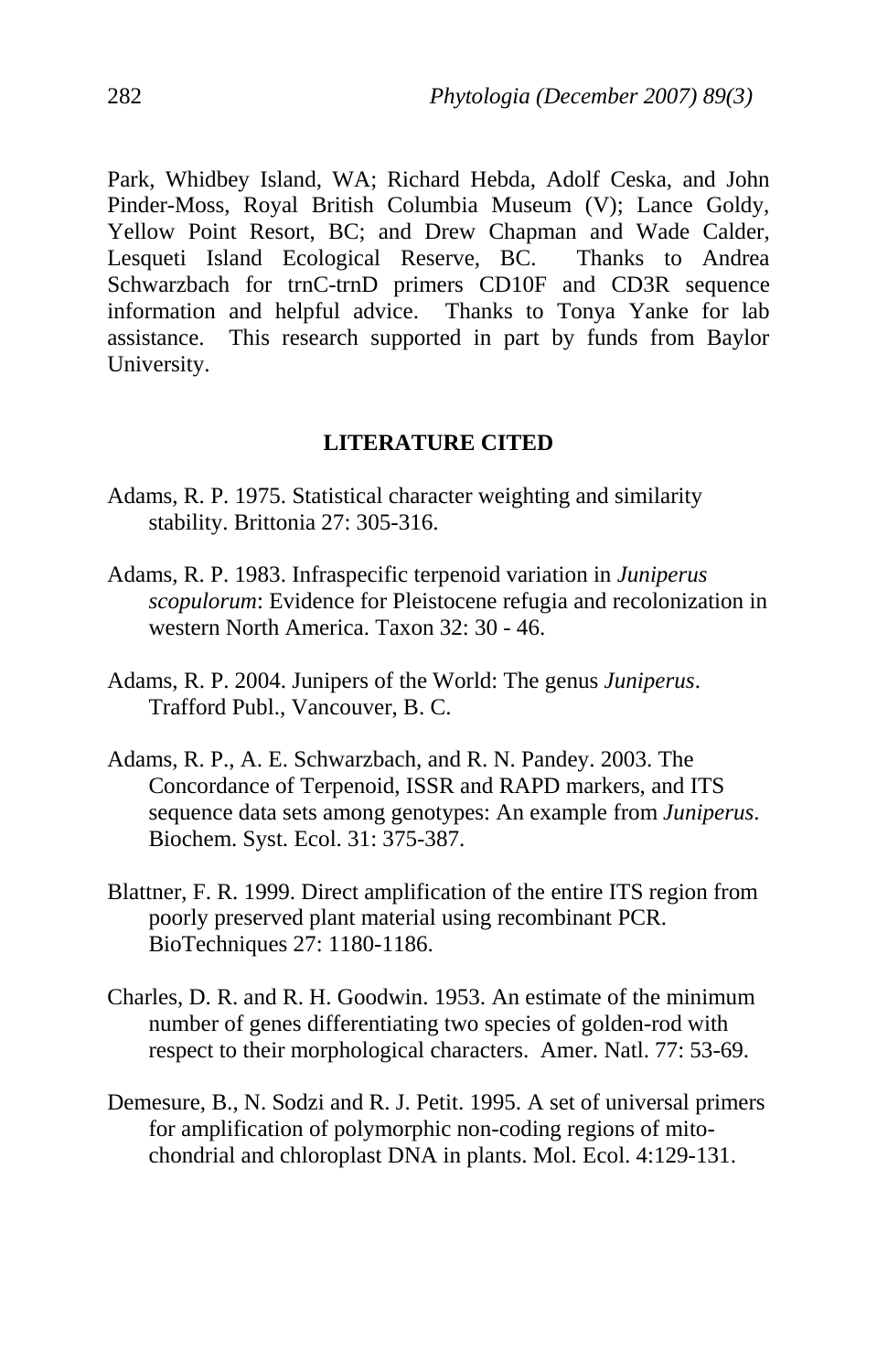Park, Whidbey Island, WA; Richard Hebda, Adolf Ceska, and John Pinder-Moss, Royal British Columbia Museum (V); Lance Goldy, Yellow Point Resort, BC; and Drew Chapman and Wade Calder, Lesqueti Island Ecological Reserve, BC. Thanks to Andrea Schwarzbach for trnC-trnD primers CD10F and CD3R sequence information and helpful advice. Thanks to Tonya Yanke for lab assistance. This research supported in part by funds from Baylor University.

## LITERATURE CITED

Adams, R. P. 1975. Statistical character weighting and similarity stability. Brittonia 27: 305-316.

Adams, R. P. 1983. Infraspecific terpenoid variation in *Juniperus scopulorum*: Evidence for Pleistocene refugia and recolonization in western North America. Taxon 32: 30 - 46.

Adams, R. P. 2004. Junipers of the World: The genus *Juniperus*. Trafford Publ., Vancouver, B. C.

Adams, R. P., A. E. Schwarzbach, and R. N. Pandey. 2003. The Concordance of Terpenoid, ISSR and RAPD markers, and ITS sequence data sets among genotypes: An example from *Juniperus*. Biochem. Syst. Ecol. 31: 375-387.

Blattner, F. R. 1999. Direct amplification of the entire ITS region from poorly preserved plant material using recombinant PCR. BioTechniques 27: 1180-1186.

Charles, D. R. and R. H. Goodwin. 1953. An estimate of the minimum number of genes differentiating two species of golden-rod with respect to their morphological characters. Amer. Natl. 77: 53-69.

Demesure, B., N. Sodzi and R. J. Petit. 1995. A set of universal primers for amplification of polymorphic non-coding regions of mito-chondrial and chloroplast DNA in plants. Mol. Ecol. 4:129-131.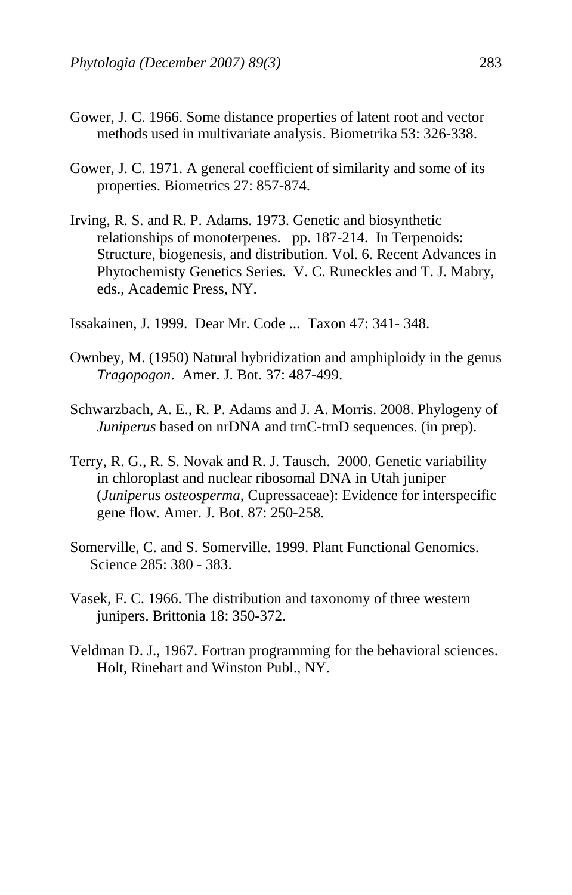Gower, J. C. 1966. Some distance properties of latent root and vector methods used in multivariate analysis. Biometrika 53: 326-338.

Gower, J. C. 1971. A general coefficient of similarity and some of its properties. Biometrics 27: 857-874.

Irving, R. S. and R. P. Adams. 1973. Genetic and biosynthetic relationships of monoterpenes. pp. 187-214. In Terpenoids: Structure, biogenesis, and distribution. Vol. 6. Recent Advances in Phytochemisty Genetics Series. V. C. Runeckles and T. J. Mabry, eds., Academic Press, NY.

Issakainen, J. 1999. Dear Mr. Code ... Taxon 47: 341- 348.

Ownbey, M. (1950) Natural hybridization and amphiploidy in the genus *Tragopogon*. Amer. J. Bot. 37: 487-499.

Schwarzbach, A. E., R. P. Adams and J. A. Morris. 2008. Phylogeny of *Juniperus* based on nrDNA and trnC-trnD sequences. (in prep).

Terry, R. G., R. S. Novak and R. J. Tausch. 2000. Genetic variability in chloroplast and nuclear ribosomal DNA in Utah juniper (*Juniperus osteosperma*, Cupressaceae): Evidence for interspecific gene flow. Amer. J. Bot. 87: 250-258.

Somerville, C. and S. Somerville. 1999. Plant Functional Genomics. Science 285: 380 - 383.

Vasek, F. C. 1966. The distribution and taxonomy of three western junipers. Brittonia 18: 350-372.

Veldman D. J., 1967. Fortran programming for the behavioral sciences. Holt, Rinehart and Winston Publ., NY.